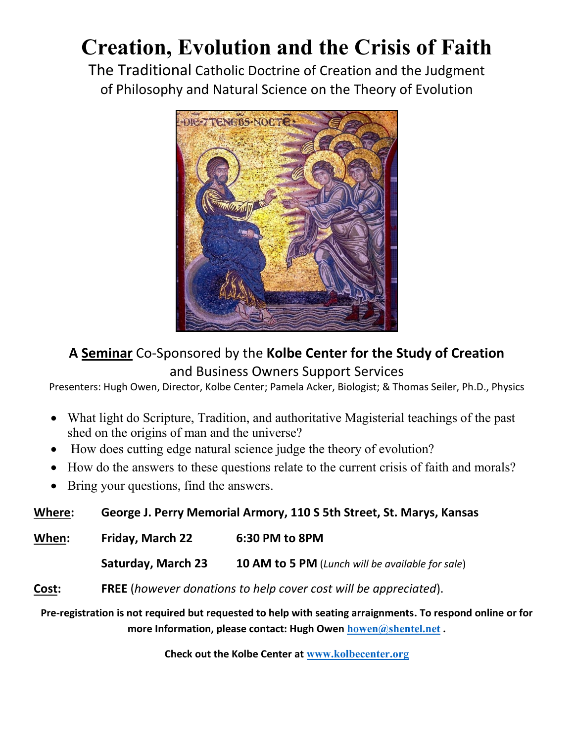# Creation, Evolution and the Crisis of Faith

The Traditional Catholic Doctrine of Creation and the Judgment of Philosophy and Natural Science on the Theory of Evolution

### A **Seminar** Co-Sponsored by the **Kolbe Center for the Study of Creation** and Business Owners Support Services

Presenters: Hugh Owen, Director, Kolbe Center; Pamela Acker, Biologist; & Thomas Seiler, Ph.D., Physics

- What light do Scripture, Tradition, and authoritative Magisterial teachings of the past shed on the origins of man and the universe?
- How does cutting edge natural science judge the theory of evolution?
- How do the answers to these questions relate to the current crisis of faith and morals?
- Bring your questions, find the answers.

**Where:** **George J. Perry Memorial Armory, 110 S 5th Street, St. Marys, Kansas**

**When:** **Friday, March 22** **6:30 PM to 8PM**

**Saturday, March 23** **10 AM to 5 PM** (*Lunch will be available for sale*)

**Cost:** **FREE** (*however donations to help cover cost will be appreciated*).

**Pre-registration is not required but requested to help with seating arraignments. To respond online or for more Information, please contact: Hugh Owen howen@shentel.net .**

**Check out the Kolbe Center at www.kolbecenter.org**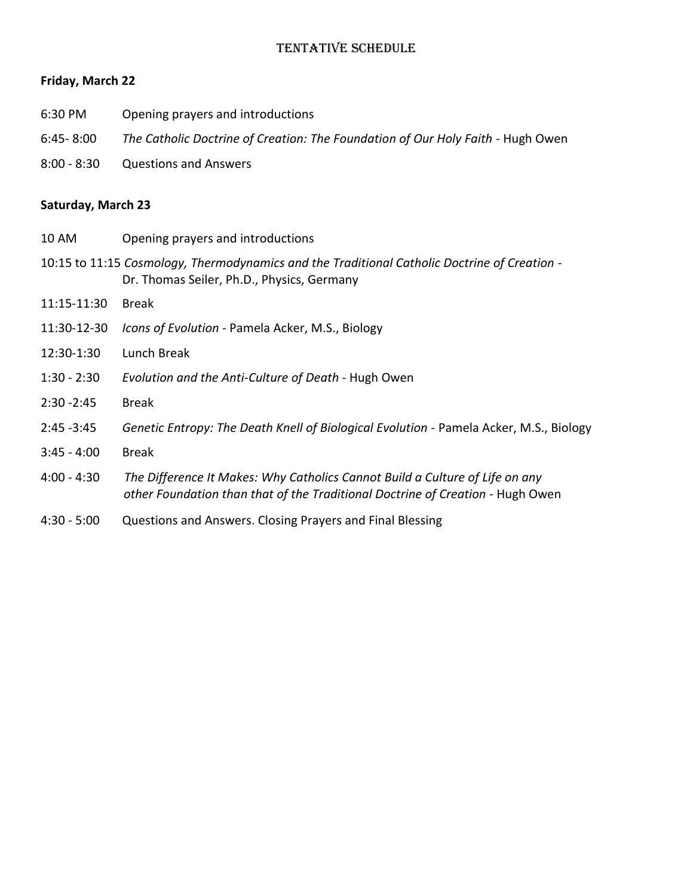# Tentative Schedule

**Friday, March 22**

6:30 PM Opening prayers and introductions

6:45- 8:00 *The Catholic Doctrine of Creation: The Foundation of Our Holy Faith* - Hugh Owen

8:00 - 8:30 Questions and Answers

**Saturday, March 23**

10 AM Opening prayers and introductions

10:15 to 11:15 *Cosmology, Thermodynamics and the Traditional Catholic Doctrine of Creation* - Dr. Thomas Seiler, Ph.D., Physics, Germany

11:15-11:30 Break

11:30-12-30 *Icons of Evolution* - Pamela Acker, M.S., Biology

12:30-1:30 Lunch Break

1:30 - 2:30 *Evolution and the Anti-Culture of Death* - Hugh Owen

2:30 -2:45 Break

2:45 -3:45 *Genetic Entropy: The Death Knell of Biological Evolution* - Pamela Acker, M.S., Biology

3:45 - 4:00 Break

4:00 - 4:30 *The Difference It Makes: Why Catholics Cannot Build a Culture of Life on any other Foundation than that of the Traditional Doctrine of Creation* - Hugh Owen

4:30 - 5:00 Questions and Answers. Closing Prayers and Final Blessing